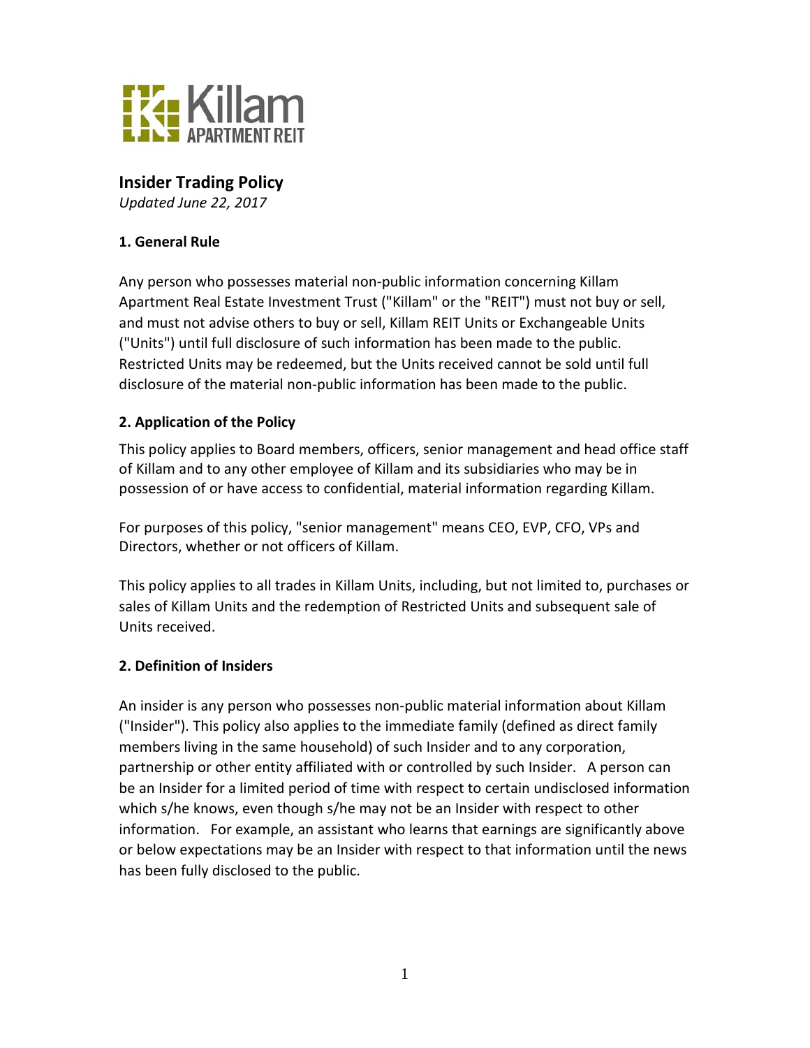# Insider Trading Policy

*Updated June 22, 2017*

## 1. General Rule

Any person who possesses material non-public information concerning Killam Apartment Real Estate Investment Trust ("Killam" or the "REIT") must not buy or sell, and must not advise others to buy or sell, Killam REIT Units or Exchangeable Units ("Units") until full disclosure of such information has been made to the public. Restricted Units may be redeemed, but the Units received cannot be sold until full disclosure of the material non-public information has been made to the public.

## 2. Application of the Policy

This policy applies to Board members, officers, senior management and head office staff of Killam and to any other employee of Killam and its subsidiaries who may be in possession of or have access to confidential, material information regarding Killam.

For purposes of this policy, "senior management" means CEO, EVP, CFO, VPs and Directors, whether or not officers of Killam.

This policy applies to all trades in Killam Units, including, but not limited to, purchases or sales of Killam Units and the redemption of Restricted Units and subsequent sale of Units received.

## 2. Definition of Insiders

An insider is any person who possesses non-public material information about Killam ("Insider"). This policy also applies to the immediate family (defined as direct family members living in the same household) of such Insider and to any corporation, partnership or other entity affiliated with or controlled by such Insider. A person can be an Insider for a limited period of time with respect to certain undisclosed information which s/he knows, even though s/he may not be an Insider with respect to other information. For example, an assistant who learns that earnings are significantly above or below expectations may be an Insider with respect to that information until the news has been fully disclosed to the public.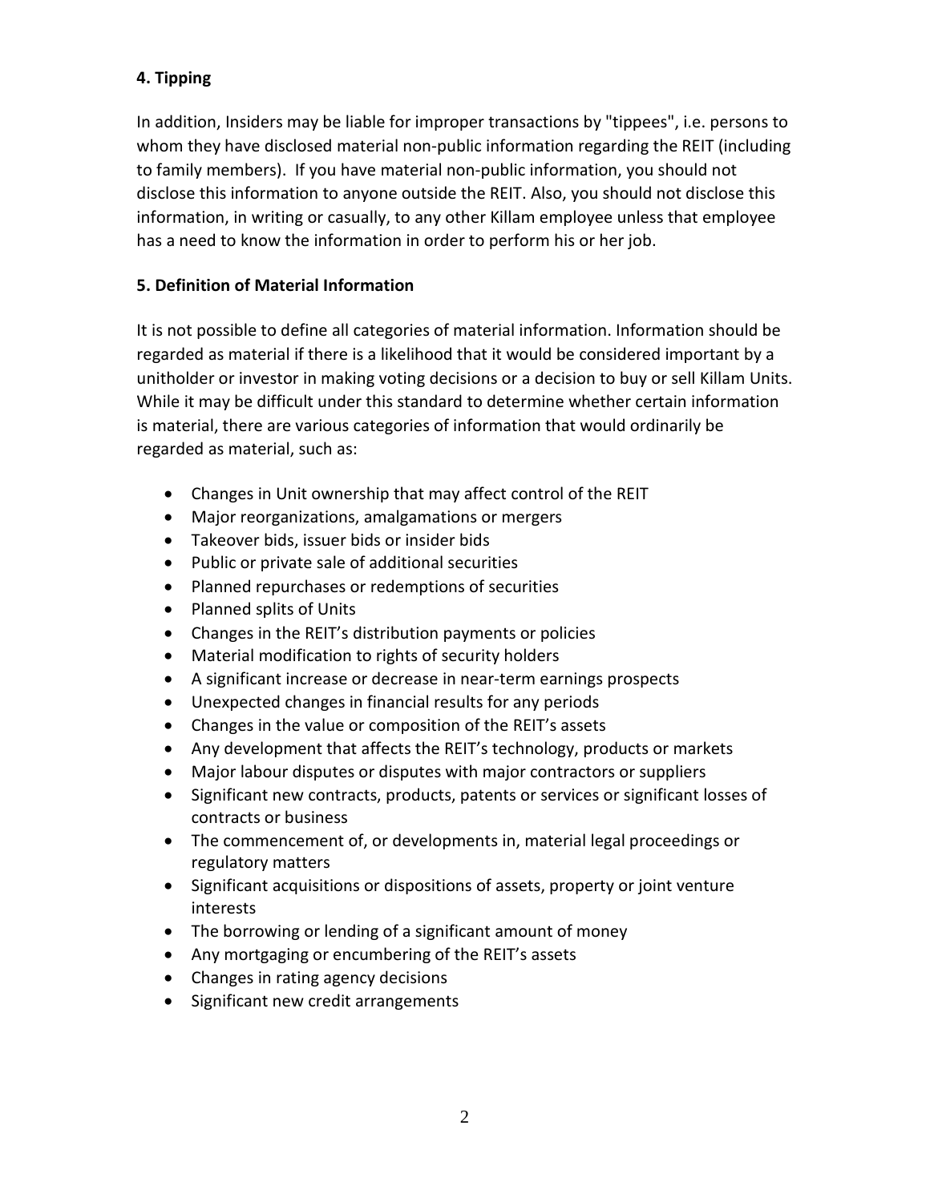**4. Tipping**

In addition, Insiders may be liable for improper transactions by "tippees", i.e. persons to whom they have disclosed material non-public information regarding the REIT (including to family members). If you have material non-public information, you should not disclose this information to anyone outside the REIT. Also, you should not disclose this information, in writing or casually, to any other Killam employee unless that employee has a need to know the information in order to perform his or her job.

**5. Definition of Material Information**

It is not possible to define all categories of material information. Information should be regarded as material if there is a likelihood that it would be considered important by a unitholder or investor in making voting decisions or a decision to buy or sell Killam Units. While it may be difficult under this standard to determine whether certain information is material, there are various categories of information that would ordinarily be regarded as material, such as:

- Changes in Unit ownership that may affect control of the REIT
- Major reorganizations, amalgamations or mergers
- Takeover bids, issuer bids or insider bids
- Public or private sale of additional securities
- Planned repurchases or redemptions of securities
- Planned splits of Units
- Changes in the REIT's distribution payments or policies
- Material modification to rights of security holders
- A significant increase or decrease in near-term earnings prospects
- Unexpected changes in financial results for any periods
- Changes in the value or composition of the REIT's assets
- Any development that affects the REIT's technology, products or markets
- Major labour disputes or disputes with major contractors or suppliers
- Significant new contracts, products, patents or services or significant losses of contracts or business
- The commencement of, or developments in, material legal proceedings or regulatory matters
- Significant acquisitions or dispositions of assets, property or joint venture interests
- The borrowing or lending of a significant amount of money
- Any mortgaging or encumbering of the REIT's assets
- Changes in rating agency decisions
- Significant new credit arrangements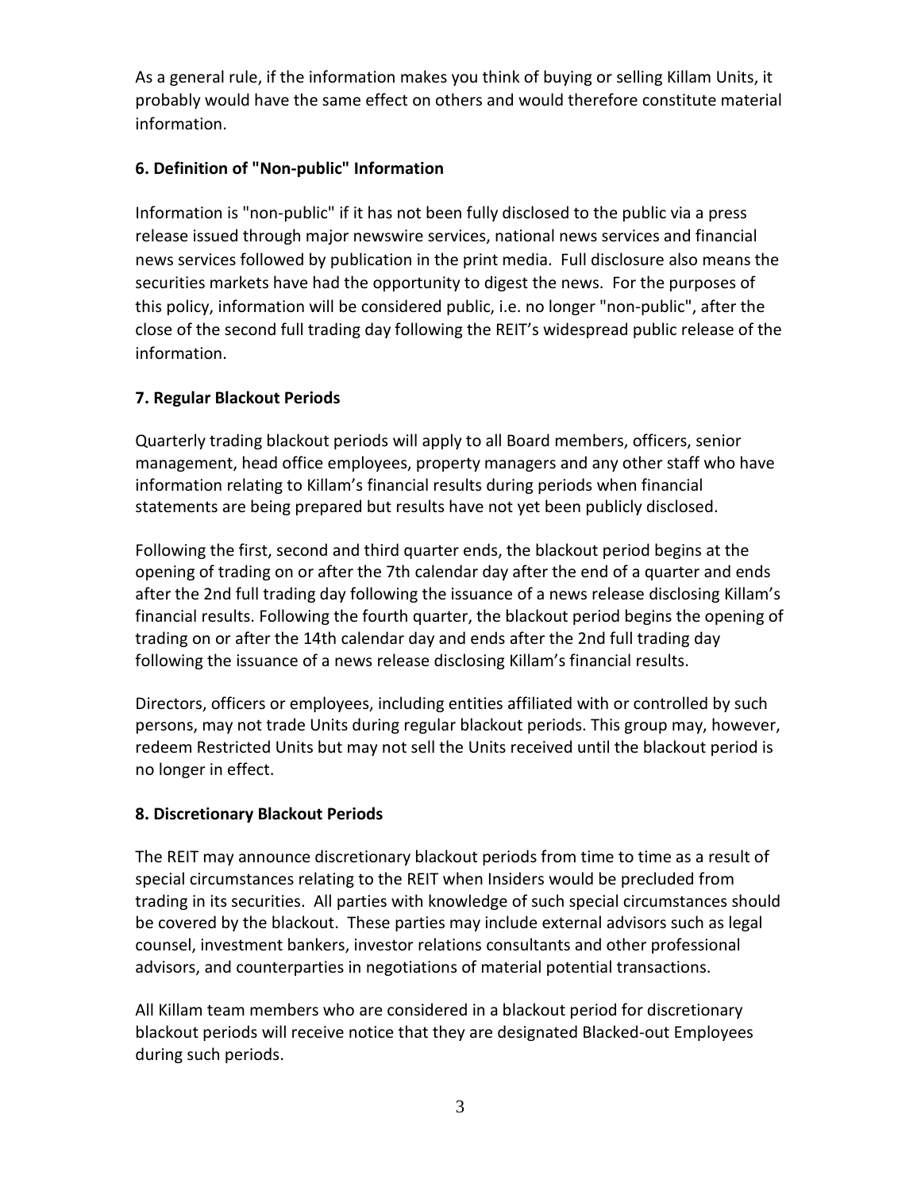As a general rule, if the information makes you think of buying or selling Killam Units, it probably would have the same effect on others and would therefore constitute material information.

### 6. Definition of "Non-public" Information

Information is "non-public" if it has not been fully disclosed to the public via a press release issued through major newswire services, national news services and financial news services followed by publication in the print media. Full disclosure also means the securities markets have had the opportunity to digest the news. For the purposes of this policy, information will be considered public, i.e. no longer "non-public", after the close of the second full trading day following the REIT's widespread public release of the information.

### 7. Regular Blackout Periods

Quarterly trading blackout periods will apply to all Board members, officers, senior management, head office employees, property managers and any other staff who have information relating to Killam's financial results during periods when financial statements are being prepared but results have not yet been publicly disclosed.

Following the first, second and third quarter ends, the blackout period begins at the opening of trading on or after the 7th calendar day after the end of a quarter and ends after the 2nd full trading day following the issuance of a news release disclosing Killam's financial results. Following the fourth quarter, the blackout period begins the opening of trading on or after the 14th calendar day and ends after the 2nd full trading day following the issuance of a news release disclosing Killam's financial results.

Directors, officers or employees, including entities affiliated with or controlled by such persons, may not trade Units during regular blackout periods. This group may, however, redeem Restricted Units but may not sell the Units received until the blackout period is no longer in effect.

### 8. Discretionary Blackout Periods

The REIT may announce discretionary blackout periods from time to time as a result of special circumstances relating to the REIT when Insiders would be precluded from trading in its securities. All parties with knowledge of such special circumstances should be covered by the blackout. These parties may include external advisors such as legal counsel, investment bankers, investor relations consultants and other professional advisors, and counterparties in negotiations of material potential transactions.

All Killam team members who are considered in a blackout period for discretionary blackout periods will receive notice that they are designated Blacked-out Employees during such periods.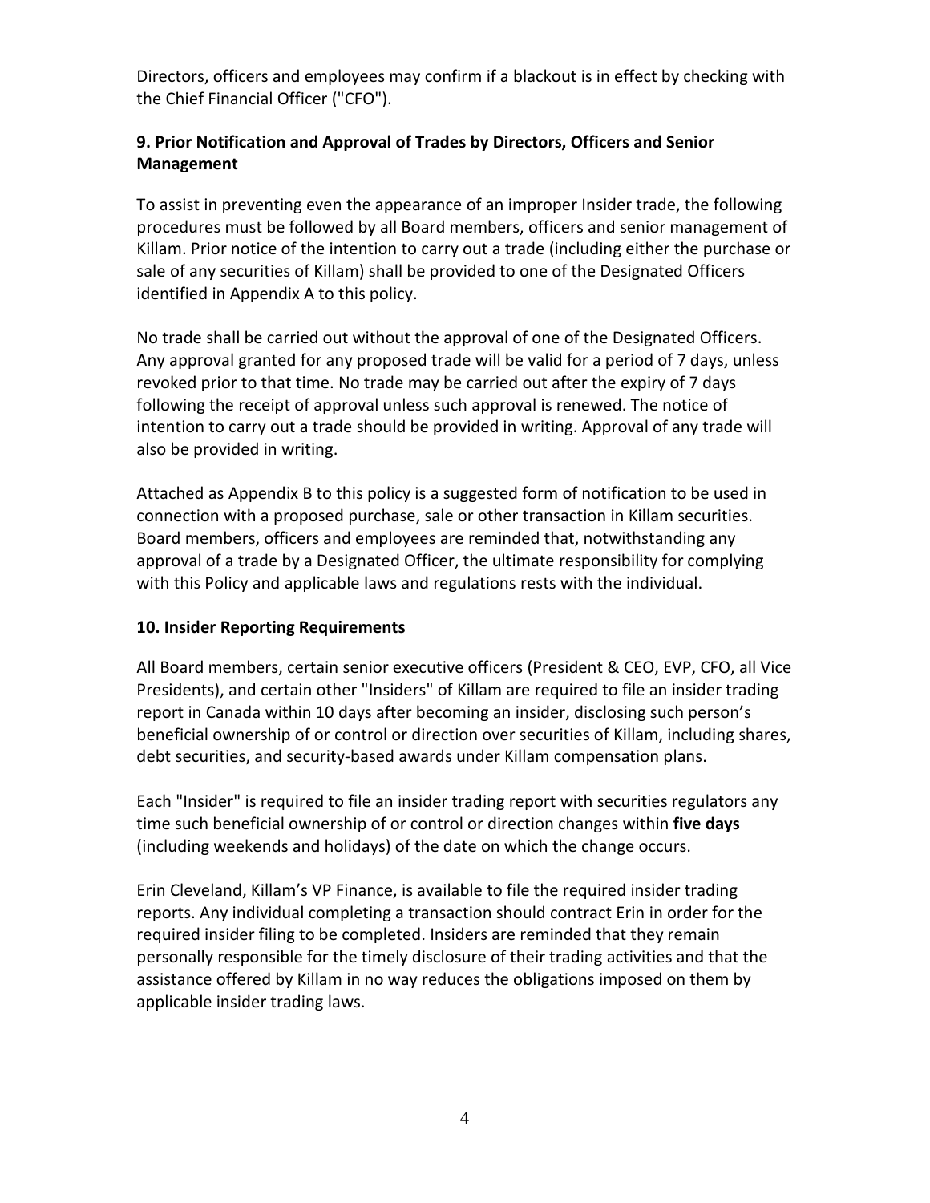Directors, officers and employees may confirm if a blackout is in effect by checking with the Chief Financial Officer ("CFO").

### 9. Prior Notification and Approval of Trades by Directors, Officers and Senior Management

To assist in preventing even the appearance of an improper Insider trade, the following procedures must be followed by all Board members, officers and senior management of Killam. Prior notice of the intention to carry out a trade (including either the purchase or sale of any securities of Killam) shall be provided to one of the Designated Officers identified in Appendix A to this policy.

No trade shall be carried out without the approval of one of the Designated Officers. Any approval granted for any proposed trade will be valid for a period of 7 days, unless revoked prior to that time. No trade may be carried out after the expiry of 7 days following the receipt of approval unless such approval is renewed. The notice of intention to carry out a trade should be provided in writing. Approval of any trade will also be provided in writing.

Attached as Appendix B to this policy is a suggested form of notification to be used in connection with a proposed purchase, sale or other transaction in Killam securities. Board members, officers and employees are reminded that, notwithstanding any approval of a trade by a Designated Officer, the ultimate responsibility for complying with this Policy and applicable laws and regulations rests with the individual.

### 10. Insider Reporting Requirements

All Board members, certain senior executive officers (President & CEO, EVP, CFO, all Vice Presidents), and certain other "Insiders" of Killam are required to file an insider trading report in Canada within 10 days after becoming an insider, disclosing such person's beneficial ownership of or control or direction over securities of Killam, including shares, debt securities, and security-based awards under Killam compensation plans.

Each "Insider" is required to file an insider trading report with securities regulators any time such beneficial ownership of or control or direction changes within **five days** (including weekends and holidays) of the date on which the change occurs.

Erin Cleveland, Killam's VP Finance, is available to file the required insider trading reports. Any individual completing a transaction should contract Erin in order for the required insider filing to be completed. Insiders are reminded that they remain personally responsible for the timely disclosure of their trading activities and that the assistance offered by Killam in no way reduces the obligations imposed on them by applicable insider trading laws.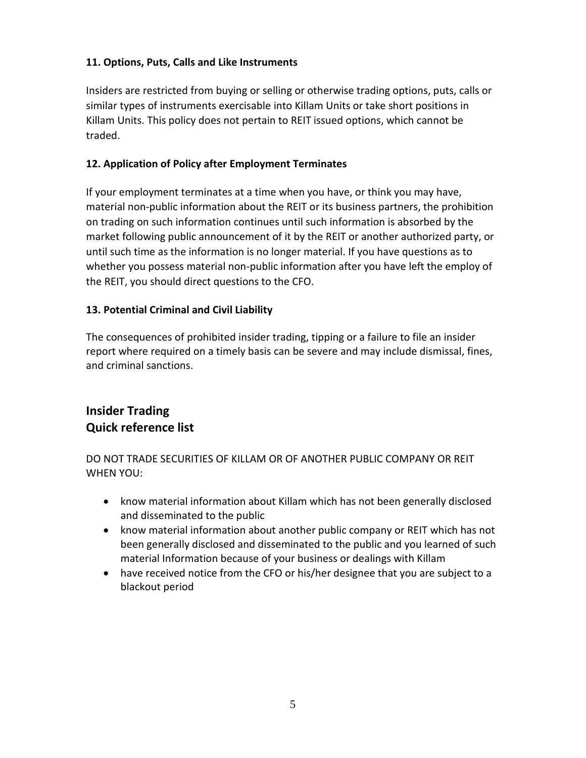**11. Options, Puts, Calls and Like Instruments**

Insiders are restricted from buying or selling or otherwise trading options, puts, calls or similar types of instruments exercisable into Killam Units or take short positions in Killam Units. This policy does not pertain to REIT issued options, which cannot be traded.

**12. Application of Policy after Employment Terminates**

If your employment terminates at a time when you have, or think you may have, material non-public information about the REIT or its business partners, the prohibition on trading on such information continues until such information is absorbed by the market following public announcement of it by the REIT or another authorized party, or until such time as the information is no longer material. If you have questions as to whether you possess material non-public information after you have left the employ of the REIT, you should direct questions to the CFO.

**13. Potential Criminal and Civil Liability**

The consequences of prohibited insider trading, tipping or a failure to file an insider report where required on a timely basis can be severe and may include dismissal, fines, and criminal sanctions.

## Insider Trading
## Quick reference list

DO NOT TRADE SECURITIES OF KILLAM OR OF ANOTHER PUBLIC COMPANY OR REIT WHEN YOU:

- know material information about Killam which has not been generally disclosed and disseminated to the public
- know material information about another public company or REIT which has not been generally disclosed and disseminated to the public and you learned of such material Information because of your business or dealings with Killam
- have received notice from the CFO or his/her designee that you are subject to a blackout period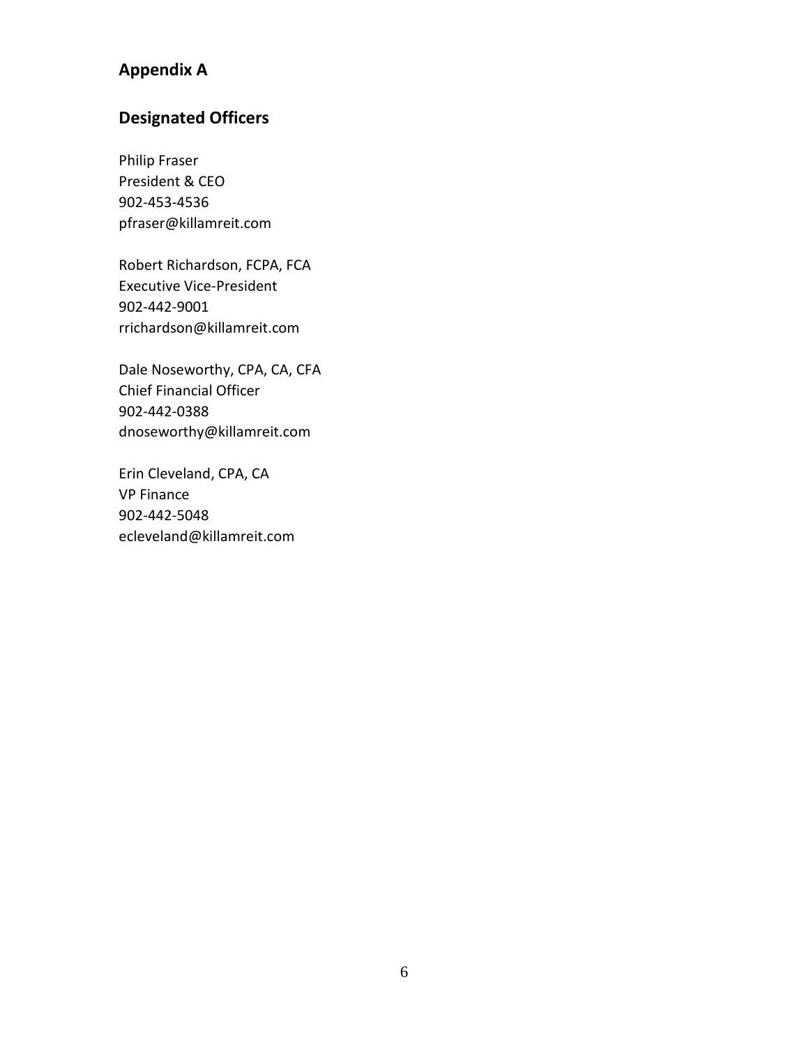## Appendix A

## Designated Officers

Philip Fraser
President & CEO
902-453-4536
pfraser@killamreit.com

Robert Richardson, FCPA, FCA
Executive Vice-President
902-442-9001
rrichardson@killamreit.com

Dale Noseworthy, CPA, CA, CFA
Chief Financial Officer
902-442-0388
dnoseworthy@killamreit.com

Erin Cleveland, CPA, CA
VP Finance
902-442-5048
ecleveland@killamreit.com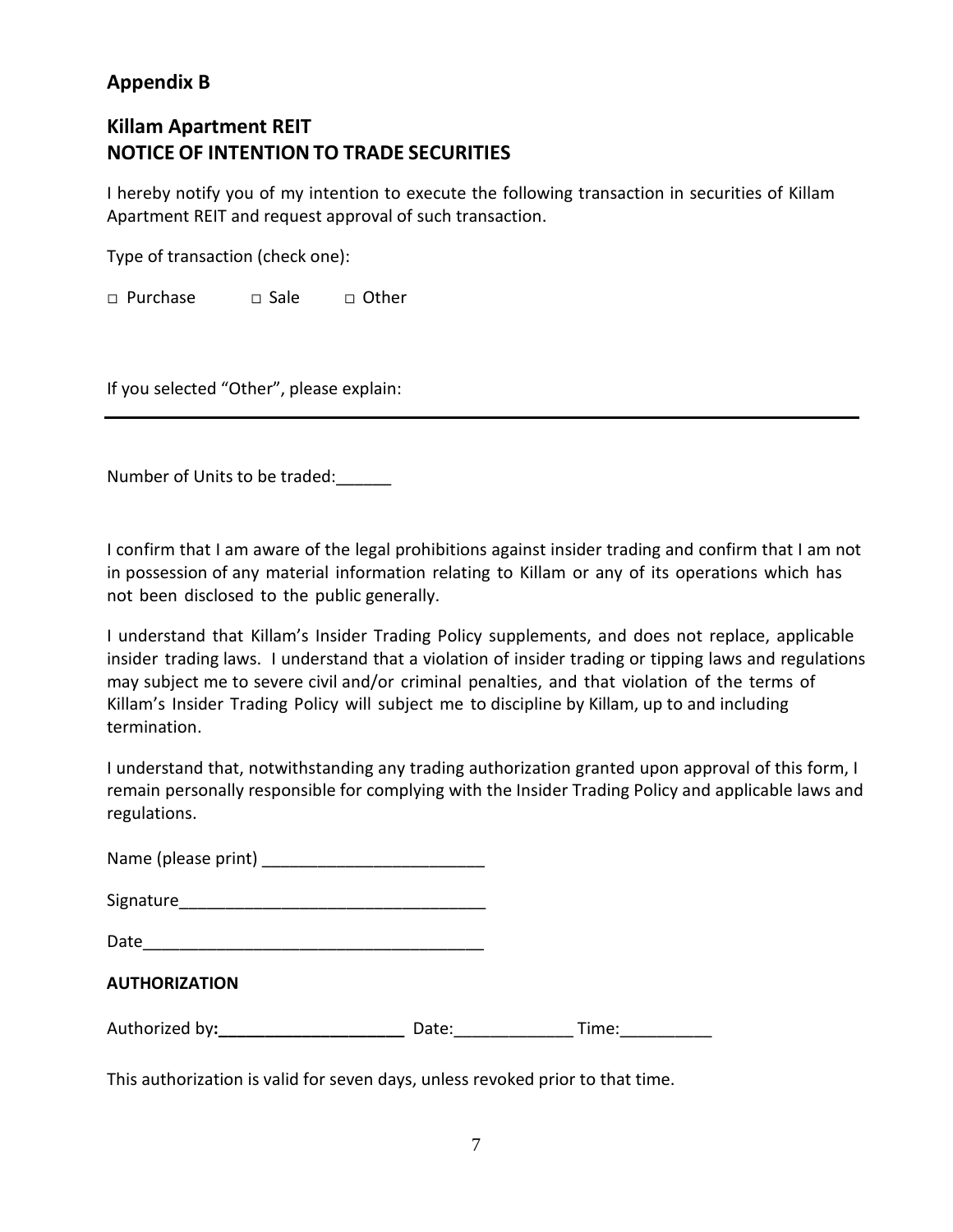## Appendix B

## Killam Apartment REIT
## NOTICE OF INTENTION TO TRADE SECURITIES

I hereby notify you of my intention to execute the following transaction in securities of Killam Apartment REIT and request approval of such transaction.

Type of transaction (check one):

□ Purchase □ Sale □ Other

If you selected “Other”, please explain:

___________________________________________________________________________

Number of Units to be traded:______

I confirm that I am aware of the legal prohibitions against insider trading and confirm that I am not in possession of any material information relating to Killam or any of its operations which has not been disclosed to the public generally.

I understand that Killam’s Insider Trading Policy supplements, and does not replace, applicable insider trading laws. I understand that a violation of insider trading or tipping laws and regulations may subject me to severe civil and/or criminal penalties, and that violation of the terms of Killam’s Insider Trading Policy will subject me to discipline by Killam, up to and including termination.

I understand that, notwithstanding any trading authorization granted upon approval of this form, I remain personally responsible for complying with the Insider Trading Policy and applicable laws and regulations.

Name (please print) ________________________

Signature_________________________________

Date_____________________________________

**AUTHORIZATION**

Authorized by:____________________ Date:_____________ Time:__________

This authorization is valid for seven days, unless revoked prior to that time.